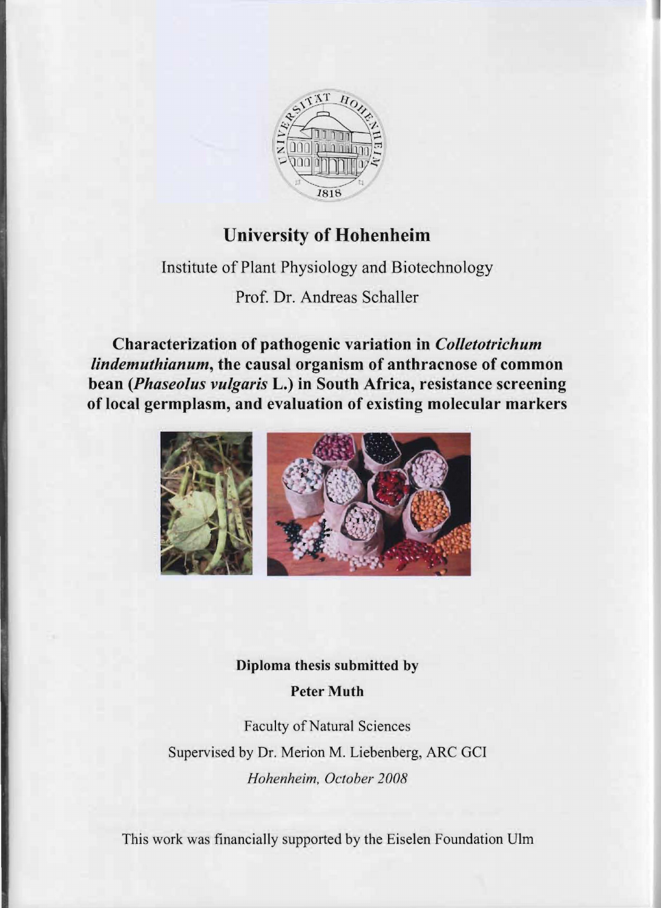# University of Hohenheim

Institute of Plant Physiology and Biotechnology

Prof. Dr. Andreas Schaller

## Characterization of pathogenic variation in *Colletotrichum lindemuthianum*, the causal organism of anthracnose of common bean (*Phaseolus vulgaris* L.) in South Africa, resistance screening of local germplasm, and evaluation of existing molecular markers

**Diploma thesis submitted by**

**Peter Muth**

Faculty of Natural Sciences

Supervised by Dr. Merion M. Liebenberg, ARC GCI

*Hohenheim, October 2008*

This work was financially supported by the Eiselen Foundation Ulm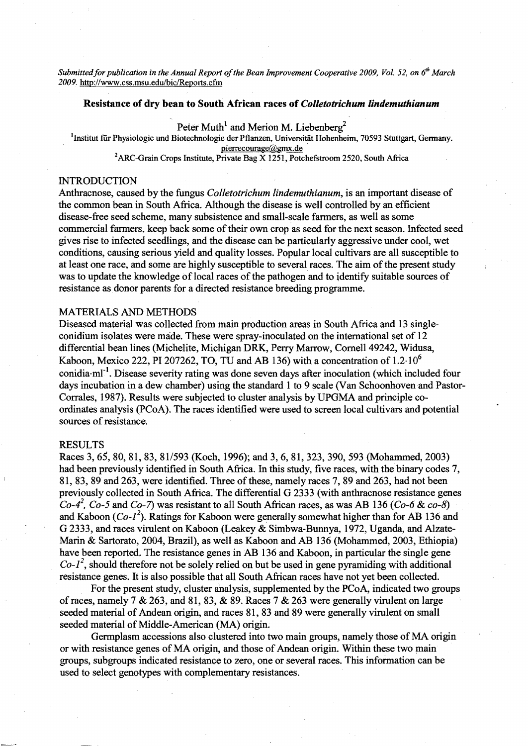*Submitted for publication in the Annual Report of the Bean Improvement Cooperative 2009, Vol. 52, on 6th March 2009.* http://www.css.msu.edu/bic/Reports.cfm

## Resistance of dry bean to South African races of *Colletotrichum lindemuthianum*

Peter Muth[1] and Merion M. Liebenberg[2]

[1]Institut für Physiologie und Biotechnologie der Pflanzen, Universität Hohenheim, 70593 Stuttgart, Germany. pierrecourage@gmx.de

[2]ARC-Grain Crops Institute, Private Bag X 1251, Potchefstroom 2520, South Africa

### INTRODUCTION

Anthracnose, caused by the fungus *Colletotrichum lindemuthianum*, is an important disease of the common bean in South Africa. Although the disease is well controlled by an efficient disease-free seed scheme, many subsistence and small-scale farmers, as well as some commercial farmers, keep back some of their own crop as seed for the next season. Infected seed gives rise to infected seedlings, and the disease can be particularly aggressive under cool, wet conditions, causing serious yield and quality losses. Popular local cultivars are all susceptible to at least one race, and some are highly susceptible to several races. The aim of the present study was to update the knowledge of local races of the pathogen and to identify suitable sources of resistance as donor parents for a directed resistance breeding programme.

### MATERIALS AND METHODS

Diseased material was collected from main production areas in South Africa and 13 single-conidium isolates were made. These were spray-inoculated on the international set of 12 differential bean lines (Michelite, Michigan DRK, Perry Marrow, Cornell 49242, Widusa, Kaboon, Mexico 222, PI 207262, TO, TU and AB 136) with a concentration of $1.2 \cdot 10^6$ conidia·ml$^{-1}$. Disease severity rating was done seven days after inoculation (which included four days incubation in a dew chamber) using the standard 1 to 9 scale (Van Schoonhoven and Pastor-Corrales, 1987). Results were subjected to cluster analysis by UPGMA and principle co-ordinates analysis (PCoA). The races identified were used to screen local cultivars and potential sources of resistance.

### RESULTS

Races 3, 65, 80, 81, 83, 81/593 (Koch, 1996); and 3, 6, 81, 323, 390, 593 (Mohammed, 2003) had been previously identified in South Africa. In this study, five races, with the binary codes 7, 81, 83, 89 and 263, were identified. Three of these, namely races 7, 89 and 263, had not been previously collected in South Africa. The differential G 2333 (with anthracnose resistance genes *Co-4*$^2$, *Co-5* and *Co-7*) was resistant to all South African races, as was AB 136 (*Co-6* & *co-8*) and Kaboon (*Co-1*$^2$). Ratings for Kaboon were generally somewhat higher than for AB 136 and G 2333, and races virulent on Kaboon (Leakey & Simbwa-Bunnya, 1972, Uganda, and Alzate-Marin & Sartorato, 2004, Brazil), as well as Kaboon and AB 136 (Mohammed, 2003, Ethiopia) have been reported. The resistance genes in AB 136 and Kaboon, in particular the single gene *Co-1*$^2$, should therefore not be solely relied on but be used in gene pyramiding with additional resistance genes. It is also possible that all South African races have not yet been collected.

For the present study, cluster analysis, supplemented by the PCoA, indicated two groups of races, namely 7 & 263, and 81, 83, & 89. Races 7 & 263 were generally virulent on large seeded material of Andean origin, and races 81, 83 and 89 were generally virulent on small seeded material of Middle-American (MA) origin.

Germplasm accessions also clustered into two main groups, namely those of MA origin or with resistance genes of MA origin, and those of Andean origin. Within these two main groups, subgroups indicated resistance to zero, one or several races. This information can be used to select genotypes with complementary resistances.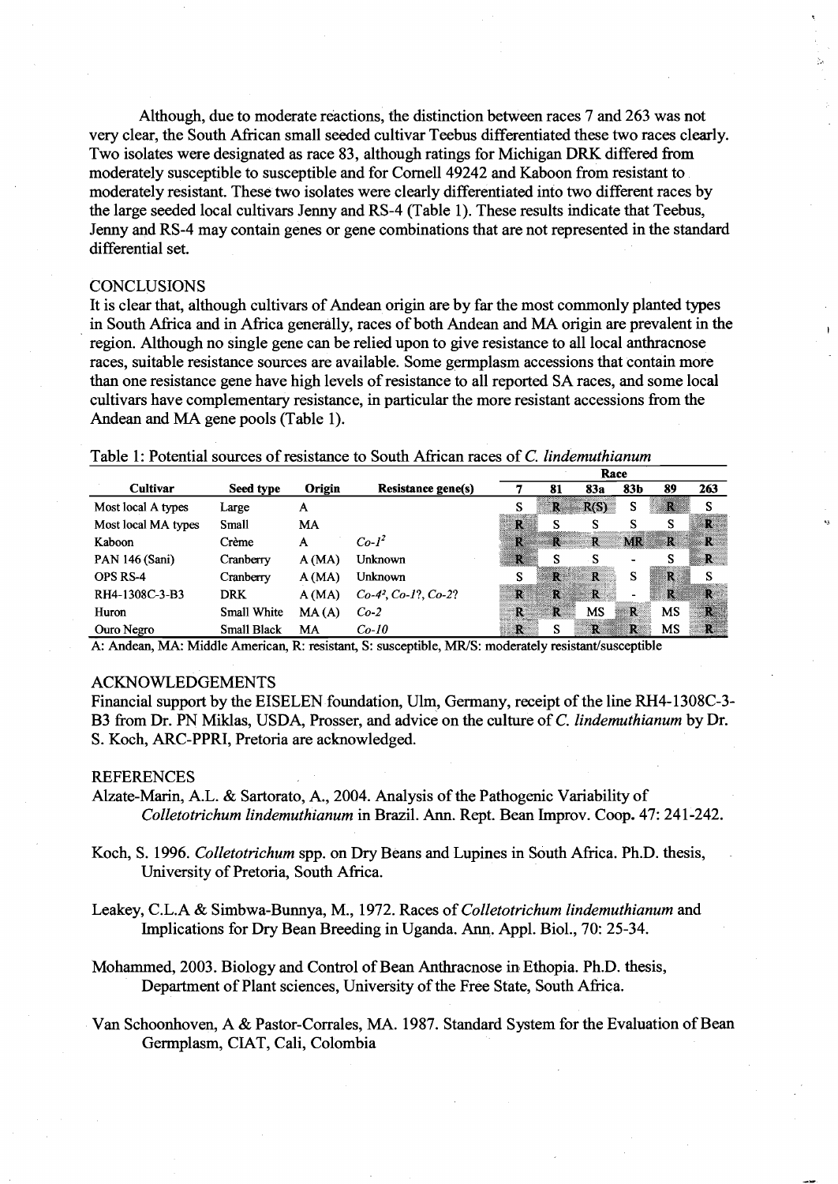Although, due to moderate reactions, the distinction between races 7 and 263 was not very clear, the South African small seeded cultivar Teebus differentiated these two races clearly. Two isolates were designated as race 83, although ratings for Michigan DRK differed from moderately susceptible to susceptible and for Cornell 49242 and Kaboon from resistant to moderately resistant. These two isolates were clearly differentiated into two different races by the large seeded local cultivars Jenny and RS-4 (Table 1). These results indicate that Teebus, Jenny and RS-4 may contain genes or gene combinations that are not represented in the standard differential set.

## CONCLUSIONS

It is clear that, although cultivars of Andean origin are by far the most commonly planted types in South Africa and in Africa generally, races of both Andean and MA origin are prevalent in the region. Although no single gene can be relied upon to give resistance to all local anthracnose races, suitable resistance sources are available. Some germplasm accessions that contain more than one resistance gene have high levels of resistance to all reported SA races, and some local cultivars have complementary resistance, in particular the more resistant accessions from the Andean and MA gene pools (Table 1).

Table 1: Potential sources of resistance to South African races of *C. lindemuthianum*

| Cultivar | Seed type | Origin | Resistance gene(s) | Race | | | | | |
|---|---|---|---|---|---|---|---|---|---|
| | | | | 7 | 81 | 83a | 83b | 89 | 263 |
| Most local A types | Large | A | | S | R | R(S) | S | R | S |
| Most local MA types | Small | MA | | R | S | S | S | S | R |
| Kaboon | Crème | A | *Co-1*$^{2}$ | R | R | R | MR | R | R |
| PAN 146 (Sani) | Cranberry | A (MA) | Unknown | R | S | S | - | S | R |
| OPS RS-4 | Cranberry | A (MA) | Unknown | S | R | R | S | R | S |
| RH4-1308C-3-B3 | DRK | A (MA) | *Co-4*$^{2}$, *Co-1?*, *Co-2?* | R | R | R | - | R | R |
| Huron | Small White | MA (A) | *Co-2* | R | R | MS | R | MS | R |
| Ouro Negro | Small Black | MA | *Co-10* | R | S | R | R | MS | R |

A: Andean, MA: Middle American, R: resistant, S: susceptible, MR/S: moderately resistant/susceptible

## ACKNOWLEDGEMENTS

Financial support by the EISELEN foundation, Ulm, Germany, receipt of the line RH4-1308C-3-B3 from Dr. PN Miklas, USDA, Prosser, and advice on the culture of *C. lindemuthianum* by Dr. S. Koch, ARC-PPRI, Pretoria are acknowledged.

## REFERENCES

Alzate-Marin, A.L. & Sartorato, A., 2004. Analysis of the Pathogenic Variability of *Colletotrichum lindemuthianum* in Brazil. Ann. Rept. Bean Improv. Coop. **47**: 241-242.

Koch, S. 1996. *Colletotrichum* spp. on Dry Beans and Lupines in South Africa. Ph.D. thesis, University of Pretoria, South Africa.

Leakey, C.L.A & Simbwa-Bunnya, M., 1972. Races of *Colletotrichum lindemuthianum* and Implications for Dry Bean Breeding in Uganda. Ann. Appl. Biol., 70: 25-34.

Mohammed, 2003. Biology and Control of Bean Anthracnose in Ethopia. Ph.D. thesis, Department of Plant sciences, University of the Free State, South Africa.

Van Schoonhoven, A & Pastor-Corrales, MA. 1987. Standard System for the Evaluation of Bean Germplasm, CIAT, Cali, Colombia